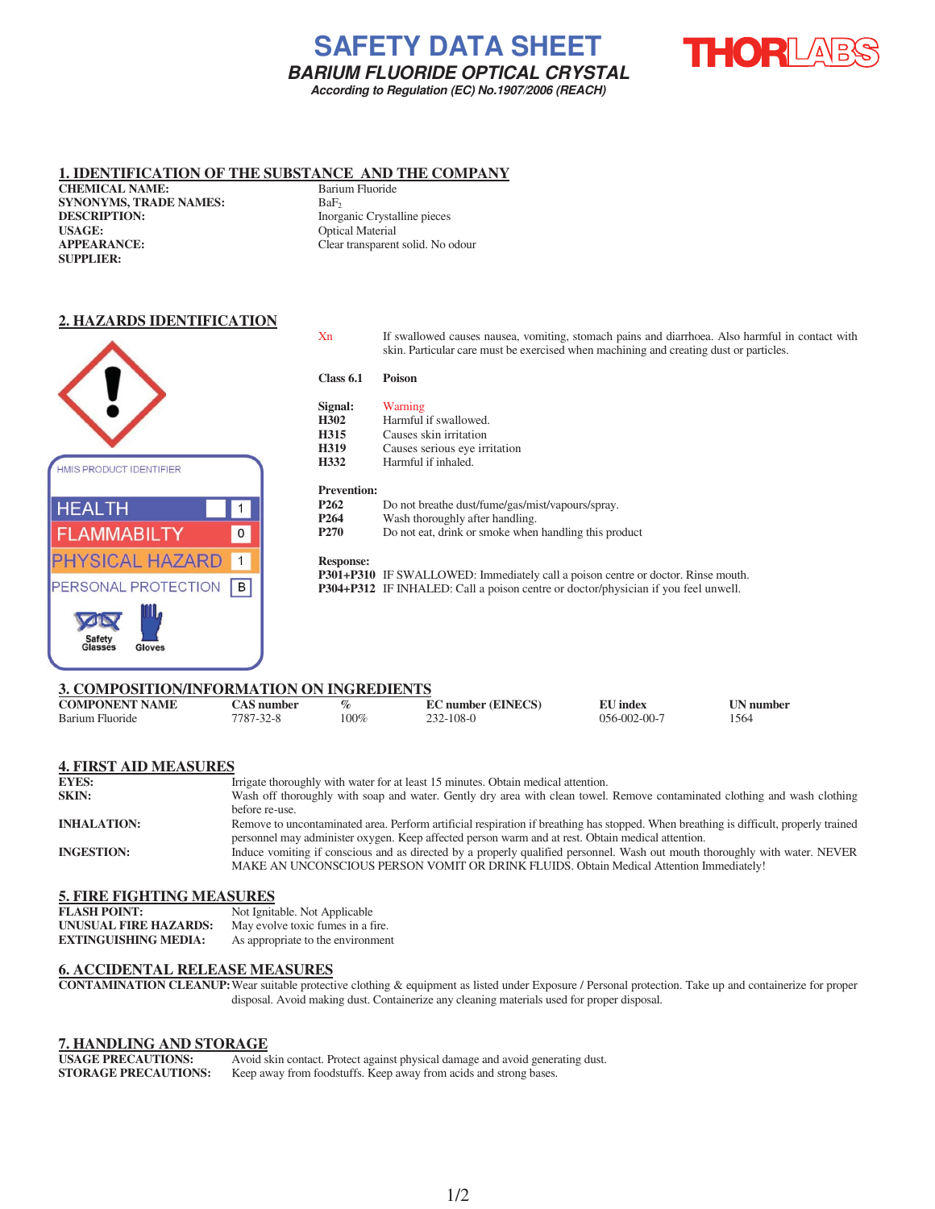# SAFETY DATA SHEET

## *BARIUM FLUORIDE OPTICAL CRYSTAL*

***According to Regulation (EC) No.1907/2006 (REACH)***

THORLABS

## 1. IDENTIFICATION OF THE SUBSTANCE AND THE COMPANY

| | |
|---|---|
| **CHEMICAL NAME:** | Barium Fluoride |
| **SYNONYMS, TRADE NAMES:** | $BaF_2$ |
| **DESCRIPTION:** | Inorganic Crystalline pieces |
| **USAGE:** | Optical Material |
| **APPEARANCE:** | Clear transparent solid. No odour |
| **SUPPLIER:** | |

## 2. HAZARDS IDENTIFICATION

HMIS PRODUCT IDENTIFIER

| | |
|---|---|
| HEALTH | 1 |
| FLAMMABILTY | 0 |
| PHYSICAL HAZARD | 1 |
| PERSONAL PROTECTION | B |

Safety Glasses, Gloves

| | |
|---|---|
| Xn | If swallowed causes nausea, vomiting, stomach pains and diarrhoea. Also harmful in contact with skin. Particular care must be exercised when machining and creating dust or particles. |
| **Class 6.1** | **Poison** |
| **Signal:** | Warning |
| **H302** | Harmful if swallowed. |
| **H315** | Causes skin irritation |
| **H319** | Causes serious eye irritation |
| **H332** | Harmful if inhaled. |

**Prevention:**

| | |
|---|---|
| **P262** | Do not breathe dust/fume/gas/mist/vapours/spray. |
| **P264** | Wash thoroughly after handling. |
| **P270** | Do not eat, drink or smoke when handling this product |

**Response:**

| | |
|---|---|
| **P301+P310** | IF SWALLOWED: Immediately call a poison centre or doctor. Rinse mouth. |
| **P304+P312** | IF INHALED: Call a poison centre or doctor/physician if you feel unwell. |

## 3. COMPOSITION/INFORMATION ON INGREDIENTS

| COMPONENT NAME | CAS number | % | EC number (EINECS) | EU index | UN number |
|---|---|---|---|---|---|
| Barium Fluoride | 7787-32-8 | 100% | 232-108-0 | 056-002-00-7 | 1564 |

## 4. FIRST AID MEASURES

| | |
|---|---|
| **EYES:** | Irrigate thoroughly with water for at least 15 minutes. Obtain medical attention. |
| **SKIN:** | Wash off thoroughly with soap and water. Gently dry area with clean towel. Remove contaminated clothing and wash clothing before re-use. |
| **INHALATION:** | Remove to uncontaminated area. Perform artificial respiration if breathing has stopped. When breathing is difficult, properly trained personnel may administer oxygen. Keep affected person warm and at rest. Obtain medical attention. |
| **INGESTION:** | Induce vomiting if conscious and as directed by a properly qualified personnel. Wash out mouth thoroughly with water. NEVER MAKE AN UNCONSCIOUS PERSON VOMIT OR DRINK FLUIDS. Obtain Medical Attention Immediately! |

## 5. FIRE FIGHTING MEASURES

| | |
|---|---|
| **FLASH POINT:** | Not Ignitable. Not Applicable |
| **UNUSUAL FIRE HAZARDS:** | May evolve toxic fumes in a fire. |
| **EXTINGUISHING MEDIA:** | As appropriate to the environment |

## 6. ACCIDENTAL RELEASE MEASURES

**CONTAMINATION CLEANUP:** Wear suitable protective clothing & equipment as listed under Exposure / Personal protection. Take up and containerize for proper disposal. Avoid making dust. Containerize any cleaning materials used for proper disposal.

## 7. HANDLING AND STORAGE

| | |
|---|---|
| **USAGE PRECAUTIONS:** | Avoid skin contact. Protect against physical damage and avoid generating dust. |
| **STORAGE PRECAUTIONS:** | Keep away from foodstuffs. Keep away from acids and strong bases. |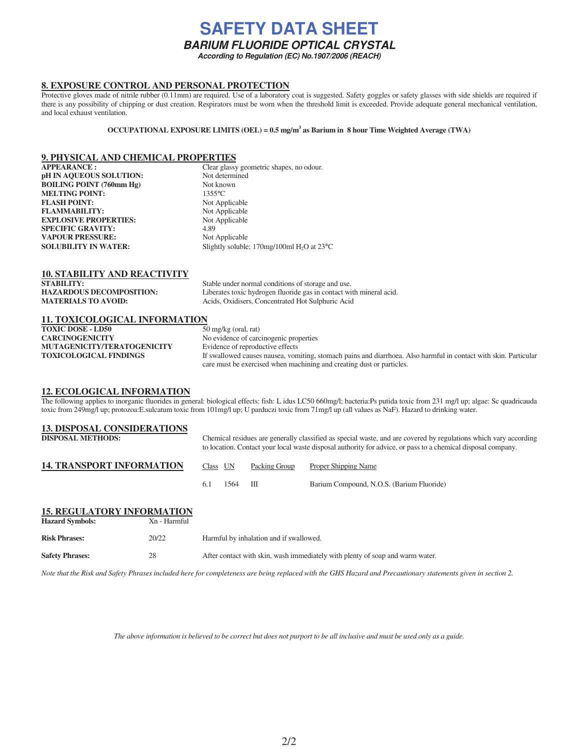# SAFETY DATA SHEET

## *BARIUM FLUORIDE OPTICAL CRYSTAL*

***According to Regulation (EC) No.1907/2006 (REACH)***

## 8. EXPOSURE CONTROL AND PERSONAL PROTECTION

Protective gloves made of nitrile rubber (0.11mm) are required. Use of a laboratory coat is suggested. Safety goggles or safety glasses with side shields are required if there is any possibility of chipping or dust creation. Respirators must be worn when the threshold limit is exceeded. Provide adequate general mechanical ventilation, and local exhaust ventilation.

**OCCUPATIONAL EXPOSURE LIMITS (OEL) = 0.5 mg/$m^3$ as Barium in 8 hour Time Weighted Average (TWA)**

## 9. PHYSICAL AND CHEMICAL PROPERTIES

| | |
|---|---|
| **APPEARANCE :** | Clear glassy geometric shapes, no odour. |
| **pH IN AQUEOUS SOLUTION:** | Not determined |
| **BOILING POINT (760mm Hg)** | Not known |
| **MELTING POINT:** | 1355°C |
| **FLASH POINT:** | Not Applicable |
| **FLAMMABILITY:** | Not Applicable |
| **EXPLOSIVE PROPERTIES:** | Not Applicable |
| **SPECIFIC GRAVITY:** | 4.89 |
| **VAPOUR PRESSURE:** | Not Applicable |
| **SOLUBILITY IN WATER:** | Slightly soluble; 170mg/100ml $H_2O$ at 23°C |

## 10. STABILITY AND REACTIVITY

| | |
|---|---|
| **STABILITY:** | Stable under normal conditions of storage and use. |
| **HAZARDOUS DECOMPOSITION:** | Liberates toxic hydrogen fluoride gas in contact with mineral acid. |
| **MATERIALS TO AVOID:** | Acids, Oxidisers, Concentrated Hot Sulphuric Acid |

## 11. TOXICOLOGICAL INFORMATION

| | |
|---|---|
| **TOXIC DOSE - LD50** | 50 mg/kg (oral, rat) |
| **CARCINOGENICITY** | No evidence of carcinogenic properties |
| **MUTAGENICITY/TERATOGENICITY** | Evidence of reproductive effects |
| **TOXICOLOGICAL FINDINGS** | If swallowed causes nausea, vomiting, stomach pains and diarrhoea. Also harmful in contact with skin. Particular care must be exercised when machining and creating dust or particles. |

## 12. ECOLOGICAL INFORMATION

The following applies to inorganic fluorides in general: biological effects: fish: L idus LC50 660mg/l; bacteria:Ps putida toxic from 231 mg/l up; algae: Sc quadricauda toxic from 249mg/l up; protozoa:E.sulcatum toxic from 101mg/l up; U parduczi toxic from 71mg/l up (all values as NaF). Hazard to drinking water.

## 13. DISPOSAL CONSIDERATIONS

**DISPOSAL METHODS:** Chemical residues are generally classified as special waste, and are covered by regulations which vary according to location. Contact your local waste disposal authority for advice, or pass to a chemical disposal company.

## 14. TRANSPORT INFORMATION

| Class | UN | Packing Group | Proper Shipping Name |
|---|---|---|---|
| 6.1 | 1564 | III | Barium Compound, N.O.S. (Barium Fluoride) |

## 15. REGULATORY INFORMATION

| | | |
|---|---|---|
| **Hazard Symbols:** | Xn - Harmful | |
| **Risk Phrases:** | 20/22 | Harmful by inhalation and if swallowed. |
| **Safety Phrases:** | 28 | After contact with skin, wash immediately with plenty of soap and warm water. |

*Note that the Risk and Safety Phrases included here for completeness are being replaced with the GHS Hazard and Precautionary statements given in section 2.*

*The above information is believed to be correct but does not purport to be all inclusive and must be used only as a guide.*